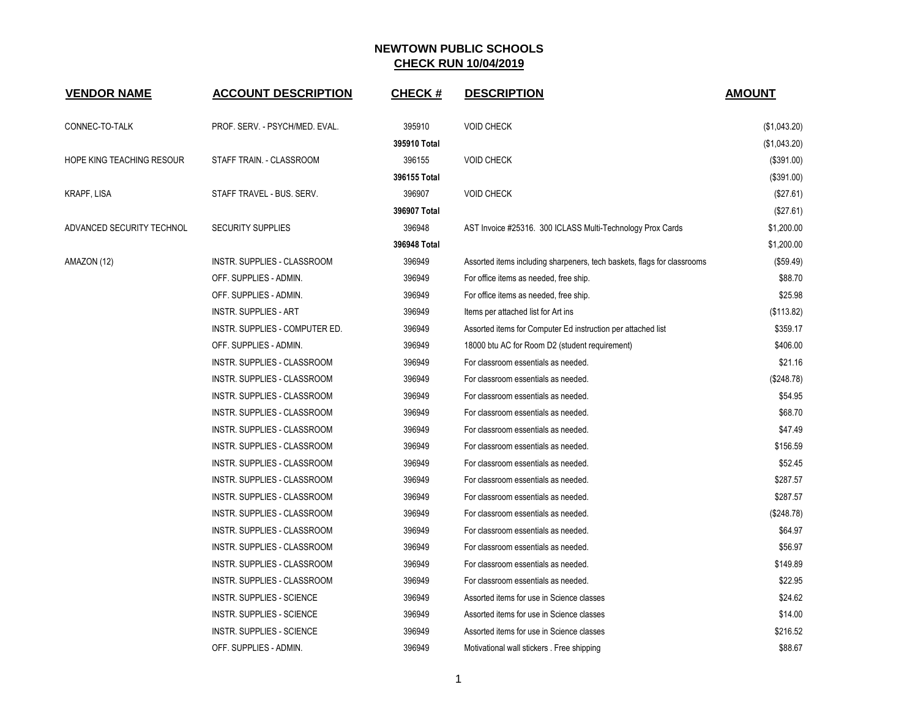# NEWTOWN PUBLIC SCHOOLS

## CHECK RUN 10/04/2019

| VENDOR NAME | ACCOUNT DESCRIPTION | CHECK # | DESCRIPTION | AMOUNT |
|---|---|---|---|---|
| CONNEC-TO-TALK | PROF. SERV. - PSYCH/MED. EVAL. | 395910 | VOID CHECK | ($1,043.20) |
| | | **395910 Total** | | ($1,043.20) |
| HOPE KING TEACHING RESOUR | STAFF TRAIN. - CLASSROOM | 396155 | VOID CHECK | ($391.00) |
| | | **396155 Total** | | ($391.00) |
| KRAPF, LISA | STAFF TRAVEL - BUS. SERV. | 396907 | VOID CHECK | ($27.61) |
| | | **396907 Total** | | ($27.61) |
| ADVANCED SECURITY TECHNOL | SECURITY SUPPLIES | 396948 | AST Invoice #25316. 300 ICLASS Multi-Technology Prox Cards | $1,200.00 |
| | | **396948 Total** | | $1,200.00 |
| AMAZON (12) | INSTR. SUPPLIES - CLASSROOM | 396949 | Assorted items including sharpeners, tech baskets, flags for classrooms | ($59.49) |
| | OFF. SUPPLIES - ADMIN. | 396949 | For office items as needed, free ship. | $88.70 |
| | OFF. SUPPLIES - ADMIN. | 396949 | For office items as needed, free ship. | $25.98 |
| | INSTR. SUPPLIES - ART | 396949 | Items per attached list for Art ins | ($113.82) |
| | INSTR. SUPPLIES - COMPUTER ED. | 396949 | Assorted items for Computer Ed instruction per attached list | $359.17 |
| | OFF. SUPPLIES - ADMIN. | 396949 | 18000 btu AC for Room D2 (student requirement) | $406.00 |
| | INSTR. SUPPLIES - CLASSROOM | 396949 | For classroom essentials as needed. | $21.16 |
| | INSTR. SUPPLIES - CLASSROOM | 396949 | For classroom essentials as needed. | ($248.78) |
| | INSTR. SUPPLIES - CLASSROOM | 396949 | For classroom essentials as needed. | $54.95 |
| | INSTR. SUPPLIES - CLASSROOM | 396949 | For classroom essentials as needed. | $68.70 |
| | INSTR. SUPPLIES - CLASSROOM | 396949 | For classroom essentials as needed. | $47.49 |
| | INSTR. SUPPLIES - CLASSROOM | 396949 | For classroom essentials as needed. | $156.59 |
| | INSTR. SUPPLIES - CLASSROOM | 396949 | For classroom essentials as needed. | $52.45 |
| | INSTR. SUPPLIES - CLASSROOM | 396949 | For classroom essentials as needed. | $287.57 |
| | INSTR. SUPPLIES - CLASSROOM | 396949 | For classroom essentials as needed. | $287.57 |
| | INSTR. SUPPLIES - CLASSROOM | 396949 | For classroom essentials as needed. | ($248.78) |
| | INSTR. SUPPLIES - CLASSROOM | 396949 | For classroom essentials as needed. | $64.97 |
| | INSTR. SUPPLIES - CLASSROOM | 396949 | For classroom essentials as needed. | $56.97 |
| | INSTR. SUPPLIES - CLASSROOM | 396949 | For classroom essentials as needed. | $149.89 |
| | INSTR. SUPPLIES - CLASSROOM | 396949 | For classroom essentials as needed. | $22.95 |
| | INSTR. SUPPLIES - SCIENCE | 396949 | Assorted items for use in Science classes | $24.62 |
| | INSTR. SUPPLIES - SCIENCE | 396949 | Assorted items for use in Science classes | $14.00 |
| | INSTR. SUPPLIES - SCIENCE | 396949 | Assorted items for use in Science classes | $216.52 |
| | OFF. SUPPLIES - ADMIN. | 396949 | Motivational wall stickers . Free shipping | $88.67 |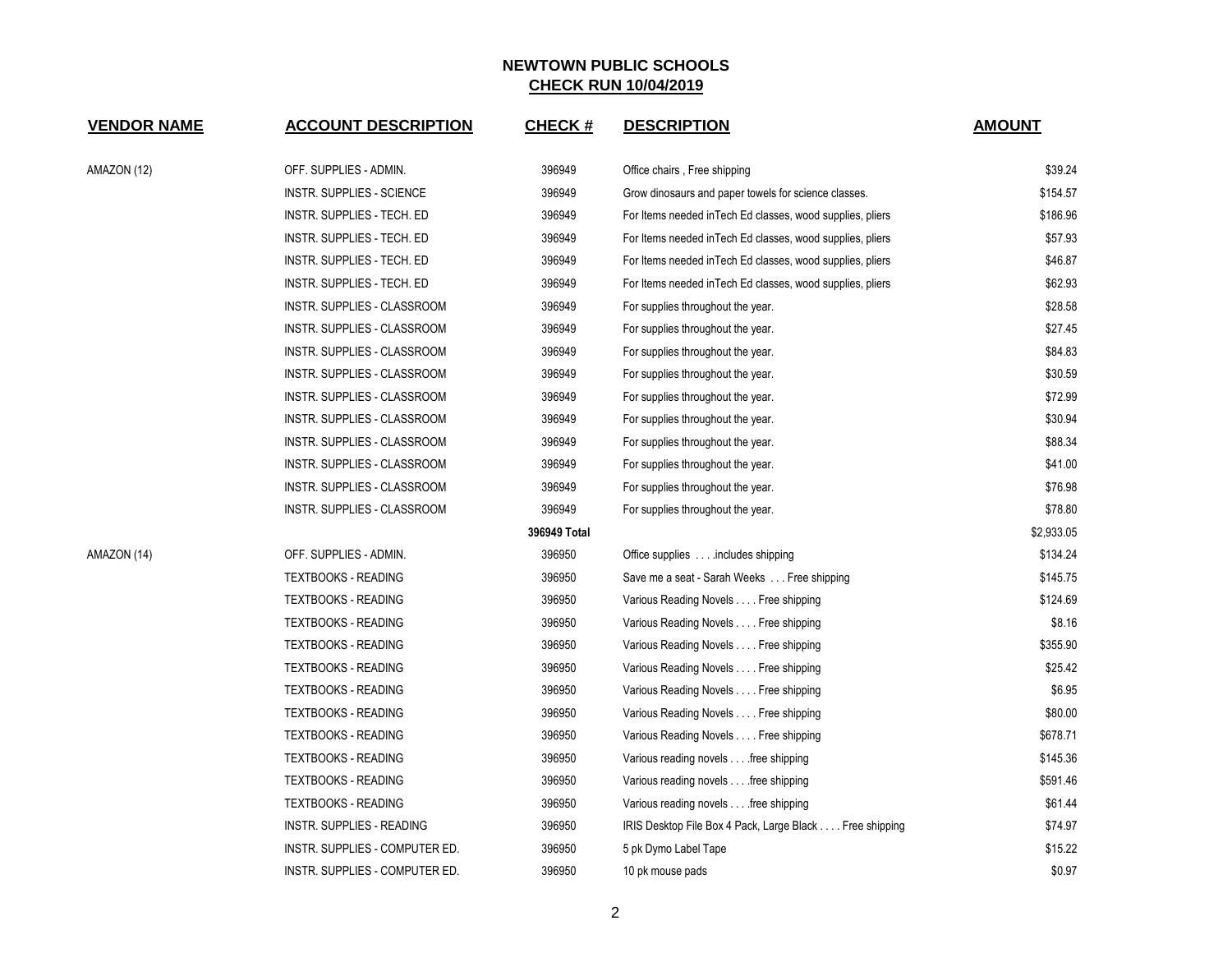# NEWTOWN PUBLIC SCHOOLS

## CHECK RUN 10/04/2019

| VENDOR NAME | ACCOUNT DESCRIPTION | CHECK # | DESCRIPTION | AMOUNT |
|---|---|---|---|---|
| AMAZON (12) | OFF. SUPPLIES - ADMIN. | 396949 | Office chairs , Free shipping | $39.24 |
| | INSTR. SUPPLIES - SCIENCE | 396949 | Grow dinosaurs and paper towels for science classes. | $154.57 |
| | INSTR. SUPPLIES - TECH. ED | 396949 | For Items needed inTech Ed classes, wood supplies, pliers | $186.96 |
| | INSTR. SUPPLIES - TECH. ED | 396949 | For Items needed inTech Ed classes, wood supplies, pliers | $57.93 |
| | INSTR. SUPPLIES - TECH. ED | 396949 | For Items needed inTech Ed classes, wood supplies, pliers | $46.87 |
| | INSTR. SUPPLIES - TECH. ED | 396949 | For Items needed inTech Ed classes, wood supplies, pliers | $62.93 |
| | INSTR. SUPPLIES - CLASSROOM | 396949 | For supplies throughout the year. | $28.58 |
| | INSTR. SUPPLIES - CLASSROOM | 396949 | For supplies throughout the year. | $27.45 |
| | INSTR. SUPPLIES - CLASSROOM | 396949 | For supplies throughout the year. | $84.83 |
| | INSTR. SUPPLIES - CLASSROOM | 396949 | For supplies throughout the year. | $30.59 |
| | INSTR. SUPPLIES - CLASSROOM | 396949 | For supplies throughout the year. | $72.99 |
| | INSTR. SUPPLIES - CLASSROOM | 396949 | For supplies throughout the year. | $30.94 |
| | INSTR. SUPPLIES - CLASSROOM | 396949 | For supplies throughout the year. | $88.34 |
| | INSTR. SUPPLIES - CLASSROOM | 396949 | For supplies throughout the year. | $41.00 |
| | INSTR. SUPPLIES - CLASSROOM | 396949 | For supplies throughout the year. | $76.98 |
| | INSTR. SUPPLIES - CLASSROOM | 396949 | For supplies throughout the year. | $78.80 |
| | | **396949 Total** | | $2,933.05 |
| AMAZON (14) | OFF. SUPPLIES - ADMIN. | 396950 | Office supplies . . . .includes shipping | $134.24 |
| | TEXTBOOKS - READING | 396950 | Save me a seat - Sarah Weeks . . . Free shipping | $145.75 |
| | TEXTBOOKS - READING | 396950 | Various Reading Novels . . . . Free shipping | $124.69 |
| | TEXTBOOKS - READING | 396950 | Various Reading Novels . . . . Free shipping | $8.16 |
| | TEXTBOOKS - READING | 396950 | Various Reading Novels . . . . Free shipping | $355.90 |
| | TEXTBOOKS - READING | 396950 | Various Reading Novels . . . . Free shipping | $25.42 |
| | TEXTBOOKS - READING | 396950 | Various Reading Novels . . . . Free shipping | $6.95 |
| | TEXTBOOKS - READING | 396950 | Various Reading Novels . . . . Free shipping | $80.00 |
| | TEXTBOOKS - READING | 396950 | Various Reading Novels . . . . Free shipping | $678.71 |
| | TEXTBOOKS - READING | 396950 | Various reading novels . . . .free shipping | $145.36 |
| | TEXTBOOKS - READING | 396950 | Various reading novels . . . .free shipping | $591.46 |
| | TEXTBOOKS - READING | 396950 | Various reading novels . . . .free shipping | $61.44 |
| | INSTR. SUPPLIES - READING | 396950 | IRIS Desktop File Box 4 Pack, Large Black . . . . Free shipping | $74.97 |
| | INSTR. SUPPLIES - COMPUTER ED. | 396950 | 5 pk Dymo Label Tape | $15.22 |
| | INSTR. SUPPLIES - COMPUTER ED. | 396950 | 10 pk mouse pads | $0.97 |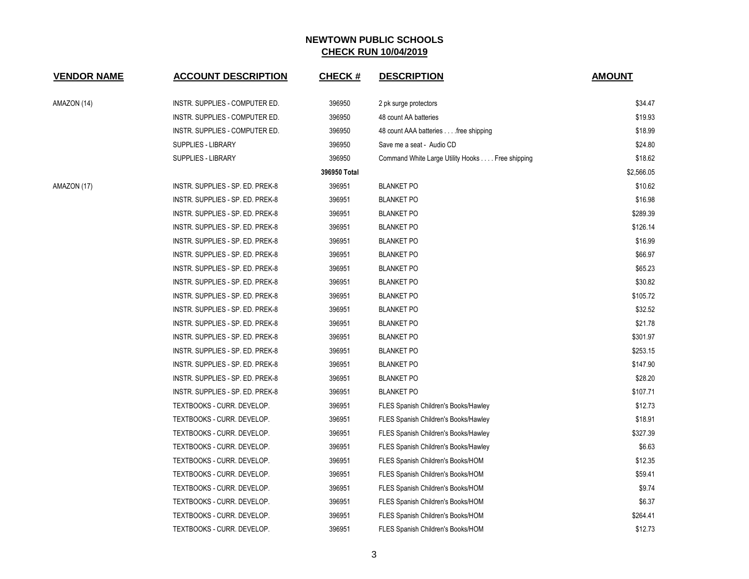# NEWTOWN PUBLIC SCHOOLS
## CHECK RUN 10/04/2019

| VENDOR NAME | ACCOUNT DESCRIPTION | CHECK # | DESCRIPTION | AMOUNT |
|---|---|---|---|---|
| AMAZON (14) | INSTR. SUPPLIES - COMPUTER ED. | 396950 | 2 pk surge protectors | $34.47 |
| | INSTR. SUPPLIES - COMPUTER ED. | 396950 | 48 count AA batteries | $19.93 |
| | INSTR. SUPPLIES - COMPUTER ED. | 396950 | 48 count AAA batteries . . . .free shipping | $18.99 |
| | SUPPLIES - LIBRARY | 396950 | Save me a seat - Audio CD | $24.80 |
| | SUPPLIES - LIBRARY | 396950 | Command White Large Utility Hooks . . . . Free shipping | $18.62 |
| | | **396950 Total** | | $2,566.05 |
| AMAZON (17) | INSTR. SUPPLIES - SP. ED. PREK-8 | 396951 | BLANKET PO | $10.62 |
| | INSTR. SUPPLIES - SP. ED. PREK-8 | 396951 | BLANKET PO | $16.98 |
| | INSTR. SUPPLIES - SP. ED. PREK-8 | 396951 | BLANKET PO | $289.39 |
| | INSTR. SUPPLIES - SP. ED. PREK-8 | 396951 | BLANKET PO | $126.14 |
| | INSTR. SUPPLIES - SP. ED. PREK-8 | 396951 | BLANKET PO | $16.99 |
| | INSTR. SUPPLIES - SP. ED. PREK-8 | 396951 | BLANKET PO | $66.97 |
| | INSTR. SUPPLIES - SP. ED. PREK-8 | 396951 | BLANKET PO | $65.23 |
| | INSTR. SUPPLIES - SP. ED. PREK-8 | 396951 | BLANKET PO | $30.82 |
| | INSTR. SUPPLIES - SP. ED. PREK-8 | 396951 | BLANKET PO | $105.72 |
| | INSTR. SUPPLIES - SP. ED. PREK-8 | 396951 | BLANKET PO | $32.52 |
| | INSTR. SUPPLIES - SP. ED. PREK-8 | 396951 | BLANKET PO | $21.78 |
| | INSTR. SUPPLIES - SP. ED. PREK-8 | 396951 | BLANKET PO | $301.97 |
| | INSTR. SUPPLIES - SP. ED. PREK-8 | 396951 | BLANKET PO | $253.15 |
| | INSTR. SUPPLIES - SP. ED. PREK-8 | 396951 | BLANKET PO | $147.90 |
| | INSTR. SUPPLIES - SP. ED. PREK-8 | 396951 | BLANKET PO | $28.20 |
| | INSTR. SUPPLIES - SP. ED. PREK-8 | 396951 | BLANKET PO | $107.71 |
| | TEXTBOOKS - CURR. DEVELOP. | 396951 | FLES Spanish Children's Books/Hawley | $12.73 |
| | TEXTBOOKS - CURR. DEVELOP. | 396951 | FLES Spanish Children's Books/Hawley | $18.91 |
| | TEXTBOOKS - CURR. DEVELOP. | 396951 | FLES Spanish Children's Books/Hawley | $327.39 |
| | TEXTBOOKS - CURR. DEVELOP. | 396951 | FLES Spanish Children's Books/Hawley | $6.63 |
| | TEXTBOOKS - CURR. DEVELOP. | 396951 | FLES Spanish Children's Books/HOM | $12.35 |
| | TEXTBOOKS - CURR. DEVELOP. | 396951 | FLES Spanish Children's Books/HOM | $59.41 |
| | TEXTBOOKS - CURR. DEVELOP. | 396951 | FLES Spanish Children's Books/HOM | $9.74 |
| | TEXTBOOKS - CURR. DEVELOP. | 396951 | FLES Spanish Children's Books/HOM | $6.37 |
| | TEXTBOOKS - CURR. DEVELOP. | 396951 | FLES Spanish Children's Books/HOM | $264.41 |
| | TEXTBOOKS - CURR. DEVELOP. | 396951 | FLES Spanish Children's Books/HOM | $12.73 |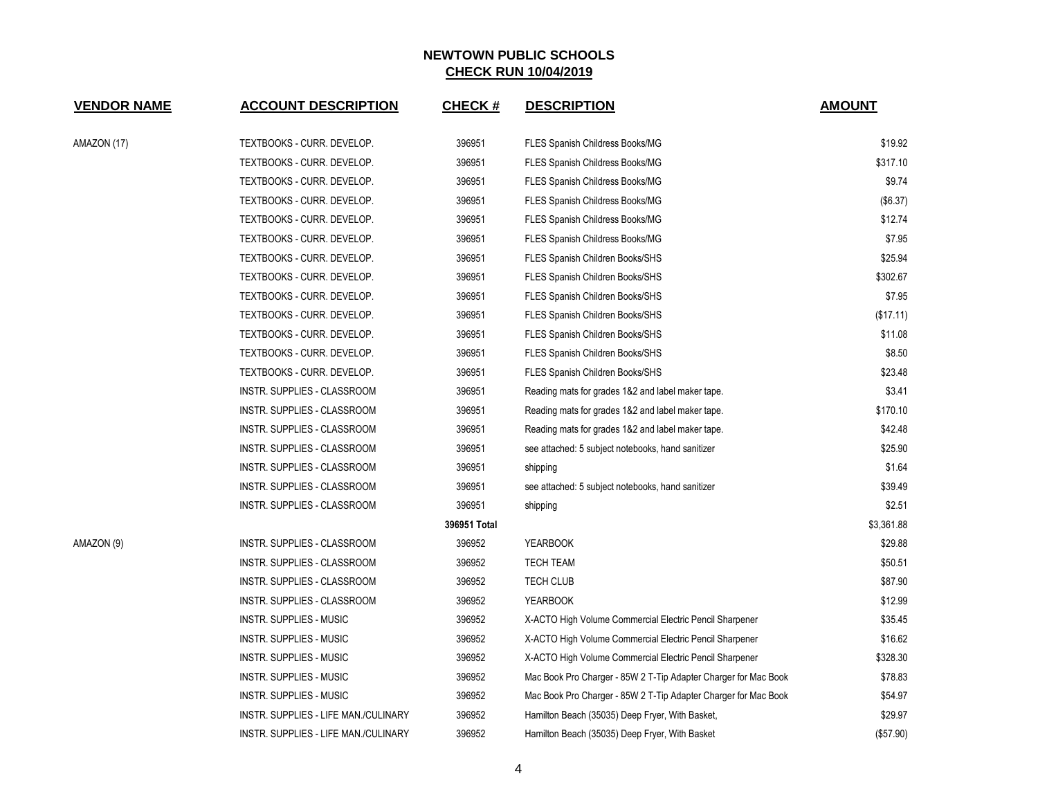**NEWTOWN PUBLIC SCHOOLS**
**CHECK RUN 10/04/2019**

| VENDOR NAME | ACCOUNT DESCRIPTION | CHECK # | DESCRIPTION | AMOUNT |
|---|---|---|---|---|
| AMAZON (17) | TEXTBOOKS - CURR. DEVELOP. | 396951 | FLES Spanish Childress Books/MG | $19.92 |
| | TEXTBOOKS - CURR. DEVELOP. | 396951 | FLES Spanish Childress Books/MG | $317.10 |
| | TEXTBOOKS - CURR. DEVELOP. | 396951 | FLES Spanish Childress Books/MG | $9.74 |
| | TEXTBOOKS - CURR. DEVELOP. | 396951 | FLES Spanish Childress Books/MG | ($6.37) |
| | TEXTBOOKS - CURR. DEVELOP. | 396951 | FLES Spanish Childress Books/MG | $12.74 |
| | TEXTBOOKS - CURR. DEVELOP. | 396951 | FLES Spanish Childress Books/MG | $7.95 |
| | TEXTBOOKS - CURR. DEVELOP. | 396951 | FLES Spanish Children Books/SHS | $25.94 |
| | TEXTBOOKS - CURR. DEVELOP. | 396951 | FLES Spanish Children Books/SHS | $302.67 |
| | TEXTBOOKS - CURR. DEVELOP. | 396951 | FLES Spanish Children Books/SHS | $7.95 |
| | TEXTBOOKS - CURR. DEVELOP. | 396951 | FLES Spanish Children Books/SHS | ($17.11) |
| | TEXTBOOKS - CURR. DEVELOP. | 396951 | FLES Spanish Children Books/SHS | $11.08 |
| | TEXTBOOKS - CURR. DEVELOP. | 396951 | FLES Spanish Children Books/SHS | $8.50 |
| | TEXTBOOKS - CURR. DEVELOP. | 396951 | FLES Spanish Children Books/SHS | $23.48 |
| | INSTR. SUPPLIES - CLASSROOM | 396951 | Reading mats for grades 1&2 and label maker tape. | $3.41 |
| | INSTR. SUPPLIES - CLASSROOM | 396951 | Reading mats for grades 1&2 and label maker tape. | $170.10 |
| | INSTR. SUPPLIES - CLASSROOM | 396951 | Reading mats for grades 1&2 and label maker tape. | $42.48 |
| | INSTR. SUPPLIES - CLASSROOM | 396951 | see attached: 5 subject notebooks, hand sanitizer | $25.90 |
| | INSTR. SUPPLIES - CLASSROOM | 396951 | shipping | $1.64 |
| | INSTR. SUPPLIES - CLASSROOM | 396951 | see attached: 5 subject notebooks, hand sanitizer | $39.49 |
| | INSTR. SUPPLIES - CLASSROOM | 396951 | shipping | $2.51 |
| | | **396951 Total** | | $3,361.88 |
| AMAZON (9) | INSTR. SUPPLIES - CLASSROOM | 396952 | YEARBOOK | $29.88 |
| | INSTR. SUPPLIES - CLASSROOM | 396952 | TECH TEAM | $50.51 |
| | INSTR. SUPPLIES - CLASSROOM | 396952 | TECH CLUB | $87.90 |
| | INSTR. SUPPLIES - CLASSROOM | 396952 | YEARBOOK | $12.99 |
| | INSTR. SUPPLIES - MUSIC | 396952 | X-ACTO High Volume Commercial Electric Pencil Sharpener | $35.45 |
| | INSTR. SUPPLIES - MUSIC | 396952 | X-ACTO High Volume Commercial Electric Pencil Sharpener | $16.62 |
| | INSTR. SUPPLIES - MUSIC | 396952 | X-ACTO High Volume Commercial Electric Pencil Sharpener | $328.30 |
| | INSTR. SUPPLIES - MUSIC | 396952 | Mac Book Pro Charger - 85W 2 T-Tip Adapter Charger for Mac Book | $78.83 |
| | INSTR. SUPPLIES - MUSIC | 396952 | Mac Book Pro Charger - 85W 2 T-Tip Adapter Charger for Mac Book | $54.97 |
| | INSTR. SUPPLIES - LIFE MAN./CULINARY | 396952 | Hamilton Beach (35035) Deep Fryer, With Basket, | $29.97 |
| | INSTR. SUPPLIES - LIFE MAN./CULINARY | 396952 | Hamilton Beach (35035) Deep Fryer, With Basket | ($57.90) |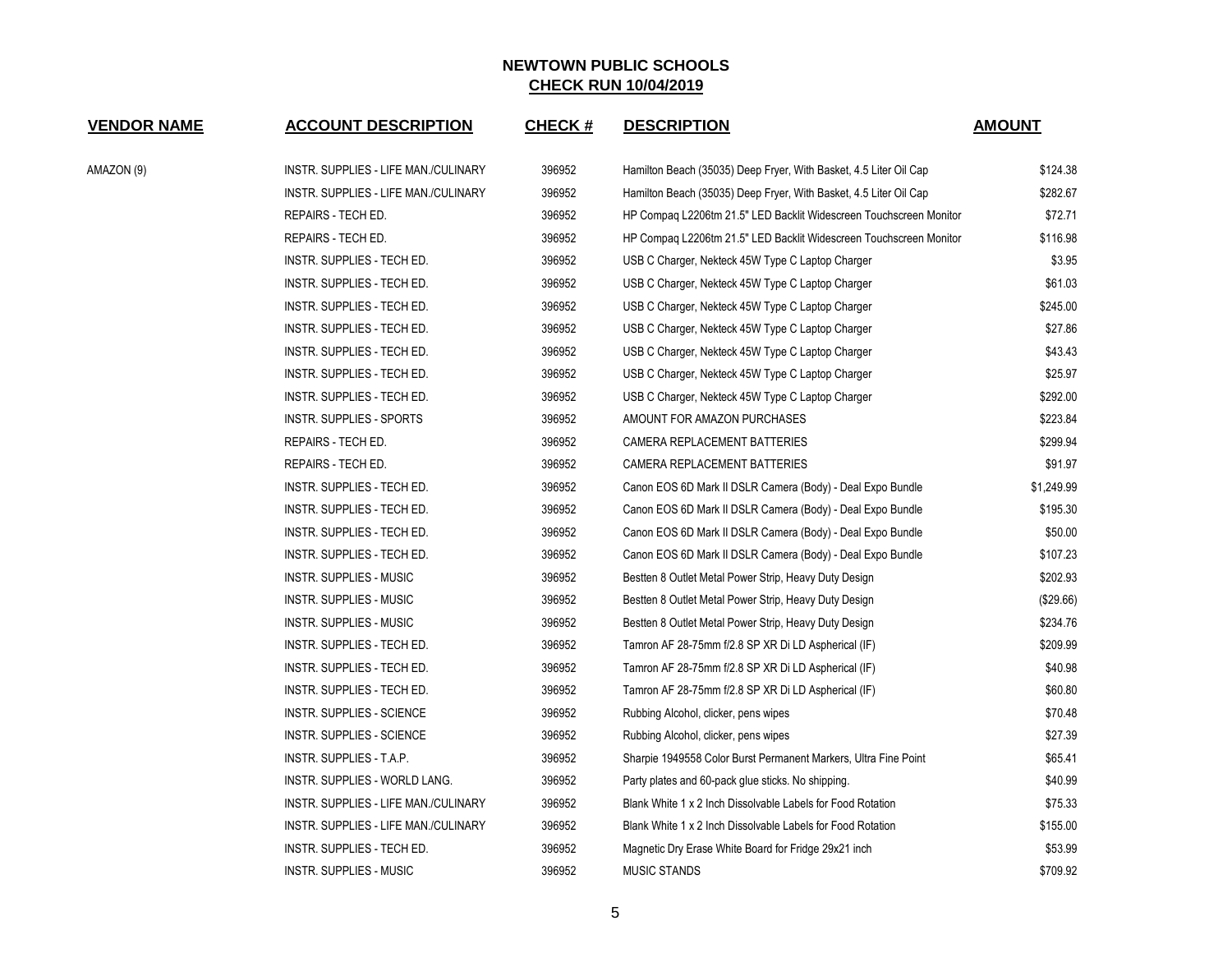# NEWTOWN PUBLIC SCHOOLS

## CHECK RUN 10/04/2019

| VENDOR NAME | ACCOUNT DESCRIPTION | CHECK # | DESCRIPTION | AMOUNT |
|---|---|---|---|---|
| AMAZON (9) | INSTR. SUPPLIES - LIFE MAN./CULINARY | 396952 | Hamilton Beach (35035) Deep Fryer, With Basket, 4.5 Liter Oil Cap | $124.38 |
| | INSTR. SUPPLIES - LIFE MAN./CULINARY | 396952 | Hamilton Beach (35035) Deep Fryer, With Basket, 4.5 Liter Oil Cap | $282.67 |
| | REPAIRS - TECH ED. | 396952 | HP Compaq L2206tm 21.5" LED Backlit Widescreen Touchscreen Monitor | $72.71 |
| | REPAIRS - TECH ED. | 396952 | HP Compaq L2206tm 21.5" LED Backlit Widescreen Touchscreen Monitor | $116.98 |
| | INSTR. SUPPLIES - TECH ED. | 396952 | USB C Charger, Nekteck 45W Type C Laptop Charger | $3.95 |
| | INSTR. SUPPLIES - TECH ED. | 396952 | USB C Charger, Nekteck 45W Type C Laptop Charger | $61.03 |
| | INSTR. SUPPLIES - TECH ED. | 396952 | USB C Charger, Nekteck 45W Type C Laptop Charger | $245.00 |
| | INSTR. SUPPLIES - TECH ED. | 396952 | USB C Charger, Nekteck 45W Type C Laptop Charger | $27.86 |
| | INSTR. SUPPLIES - TECH ED. | 396952 | USB C Charger, Nekteck 45W Type C Laptop Charger | $43.43 |
| | INSTR. SUPPLIES - TECH ED. | 396952 | USB C Charger, Nekteck 45W Type C Laptop Charger | $25.97 |
| | INSTR. SUPPLIES - TECH ED. | 396952 | USB C Charger, Nekteck 45W Type C Laptop Charger | $292.00 |
| | INSTR. SUPPLIES - SPORTS | 396952 | AMOUNT FOR AMAZON PURCHASES | $223.84 |
| | REPAIRS - TECH ED. | 396952 | CAMERA REPLACEMENT BATTERIES | $299.94 |
| | REPAIRS - TECH ED. | 396952 | CAMERA REPLACEMENT BATTERIES | $91.97 |
| | INSTR. SUPPLIES - TECH ED. | 396952 | Canon EOS 6D Mark II DSLR Camera (Body) - Deal Expo Bundle | $1,249.99 |
| | INSTR. SUPPLIES - TECH ED. | 396952 | Canon EOS 6D Mark II DSLR Camera (Body) - Deal Expo Bundle | $195.30 |
| | INSTR. SUPPLIES - TECH ED. | 396952 | Canon EOS 6D Mark II DSLR Camera (Body) - Deal Expo Bundle | $50.00 |
| | INSTR. SUPPLIES - TECH ED. | 396952 | Canon EOS 6D Mark II DSLR Camera (Body) - Deal Expo Bundle | $107.23 |
| | INSTR. SUPPLIES - MUSIC | 396952 | Bestten 8 Outlet Metal Power Strip, Heavy Duty Design | $202.93 |
| | INSTR. SUPPLIES - MUSIC | 396952 | Bestten 8 Outlet Metal Power Strip, Heavy Duty Design | ($29.66) |
| | INSTR. SUPPLIES - MUSIC | 396952 | Bestten 8 Outlet Metal Power Strip, Heavy Duty Design | $234.76 |
| | INSTR. SUPPLIES - TECH ED. | 396952 | Tamron AF 28-75mm f/2.8 SP XR Di LD Aspherical (IF) | $209.99 |
| | INSTR. SUPPLIES - TECH ED. | 396952 | Tamron AF 28-75mm f/2.8 SP XR Di LD Aspherical (IF) | $40.98 |
| | INSTR. SUPPLIES - TECH ED. | 396952 | Tamron AF 28-75mm f/2.8 SP XR Di LD Aspherical (IF) | $60.80 |
| | INSTR. SUPPLIES - SCIENCE | 396952 | Rubbing Alcohol, clicker, pens wipes | $70.48 |
| | INSTR. SUPPLIES - SCIENCE | 396952 | Rubbing Alcohol, clicker, pens wipes | $27.39 |
| | INSTR. SUPPLIES - T.A.P. | 396952 | Sharpie 1949558 Color Burst Permanent Markers, Ultra Fine Point | $65.41 |
| | INSTR. SUPPLIES - WORLD LANG. | 396952 | Party plates and 60-pack glue sticks. No shipping. | $40.99 |
| | INSTR. SUPPLIES - LIFE MAN./CULINARY | 396952 | Blank White 1 x 2 Inch Dissolvable Labels for Food Rotation | $75.33 |
| | INSTR. SUPPLIES - LIFE MAN./CULINARY | 396952 | Blank White 1 x 2 Inch Dissolvable Labels for Food Rotation | $155.00 |
| | INSTR. SUPPLIES - TECH ED. | 396952 | Magnetic Dry Erase White Board for Fridge 29x21 inch | $53.99 |
| | INSTR. SUPPLIES - MUSIC | 396952 | MUSIC STANDS | $709.92 |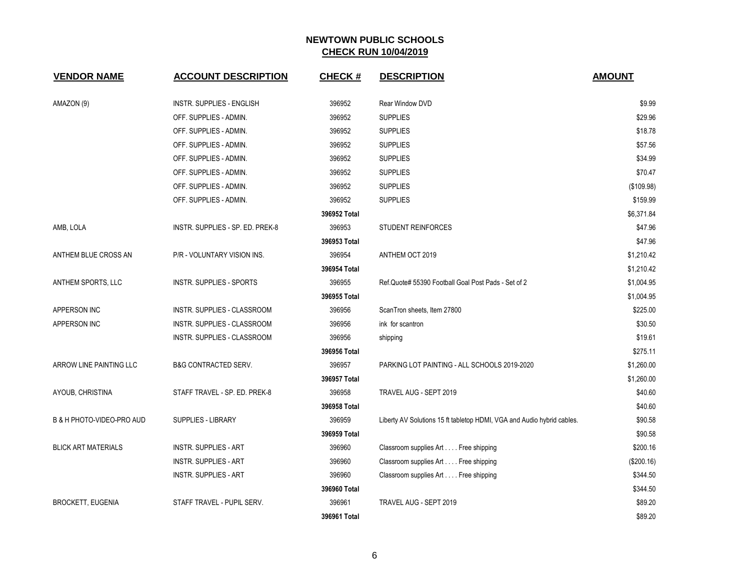## NEWTOWN PUBLIC SCHOOLS
## CHECK RUN 10/04/2019

| VENDOR NAME | ACCOUNT DESCRIPTION | CHECK # | DESCRIPTION | AMOUNT |
|---|---|---|---|---|
| AMAZON (9) | INSTR. SUPPLIES - ENGLISH | 396952 | Rear Window DVD | $9.99 |
| | OFF. SUPPLIES - ADMIN. | 396952 | SUPPLIES | $29.96 |
| | OFF. SUPPLIES - ADMIN. | 396952 | SUPPLIES | $18.78 |
| | OFF. SUPPLIES - ADMIN. | 396952 | SUPPLIES | $57.56 |
| | OFF. SUPPLIES - ADMIN. | 396952 | SUPPLIES | $34.99 |
| | OFF. SUPPLIES - ADMIN. | 396952 | SUPPLIES | $70.47 |
| | OFF. SUPPLIES - ADMIN. | 396952 | SUPPLIES | ($109.98) |
| | OFF. SUPPLIES - ADMIN. | 396952 | SUPPLIES | $159.99 |
| | | 396952 Total | | $6,371.84 |
| AMB, LOLA | INSTR. SUPPLIES - SP. ED. PREK-8 | 396953 | STUDENT REINFORCES | $47.96 |
| | | 396953 Total | | $47.96 |
| ANTHEM BLUE CROSS AN | P/R - VOLUNTARY VISION INS. | 396954 | ANTHEM OCT 2019 | $1,210.42 |
| | | 396954 Total | | $1,210.42 |
| ANTHEM SPORTS, LLC | INSTR. SUPPLIES - SPORTS | 396955 | Ref.Quote# 55390 Football Goal Post Pads - Set of 2 | $1,004.95 |
| | | 396955 Total | | $1,004.95 |
| APPERSON INC | INSTR. SUPPLIES - CLASSROOM | 396956 | ScanTron sheets, Item 27800 | $225.00 |
| APPERSON INC | INSTR. SUPPLIES - CLASSROOM | 396956 | ink for scantron | $30.50 |
| | INSTR. SUPPLIES - CLASSROOM | 396956 | shipping | $19.61 |
| | | 396956 Total | | $275.11 |
| ARROW LINE PAINTING LLC | B&G CONTRACTED SERV. | 396957 | PARKING LOT PAINTING - ALL SCHOOLS 2019-2020 | $1,260.00 |
| | | 396957 Total | | $1,260.00 |
| AYOUB, CHRISTINA | STAFF TRAVEL - SP. ED. PREK-8 | 396958 | TRAVEL AUG - SEPT 2019 | $40.60 |
| | | 396958 Total | | $40.60 |
| B & H PHOTO-VIDEO-PRO AUD | SUPPLIES - LIBRARY | 396959 | Liberty AV Solutions 15 ft tabletop HDMI, VGA and Audio hybrid cables. | $90.58 |
| | | 396959 Total | | $90.58 |
| BLICK ART MATERIALS | INSTR. SUPPLIES - ART | 396960 | Classroom supplies Art . . . . Free shipping | $200.16 |
| | INSTR. SUPPLIES - ART | 396960 | Classroom supplies Art . . . . Free shipping | ($200.16) |
| | INSTR. SUPPLIES - ART | 396960 | Classroom supplies Art . . . . Free shipping | $344.50 |
| | | 396960 Total | | $344.50 |
| BROCKETT, EUGENIA | STAFF TRAVEL - PUPIL SERV. | 396961 | TRAVEL AUG - SEPT 2019 | $89.20 |
| | | 396961 Total | | $89.20 |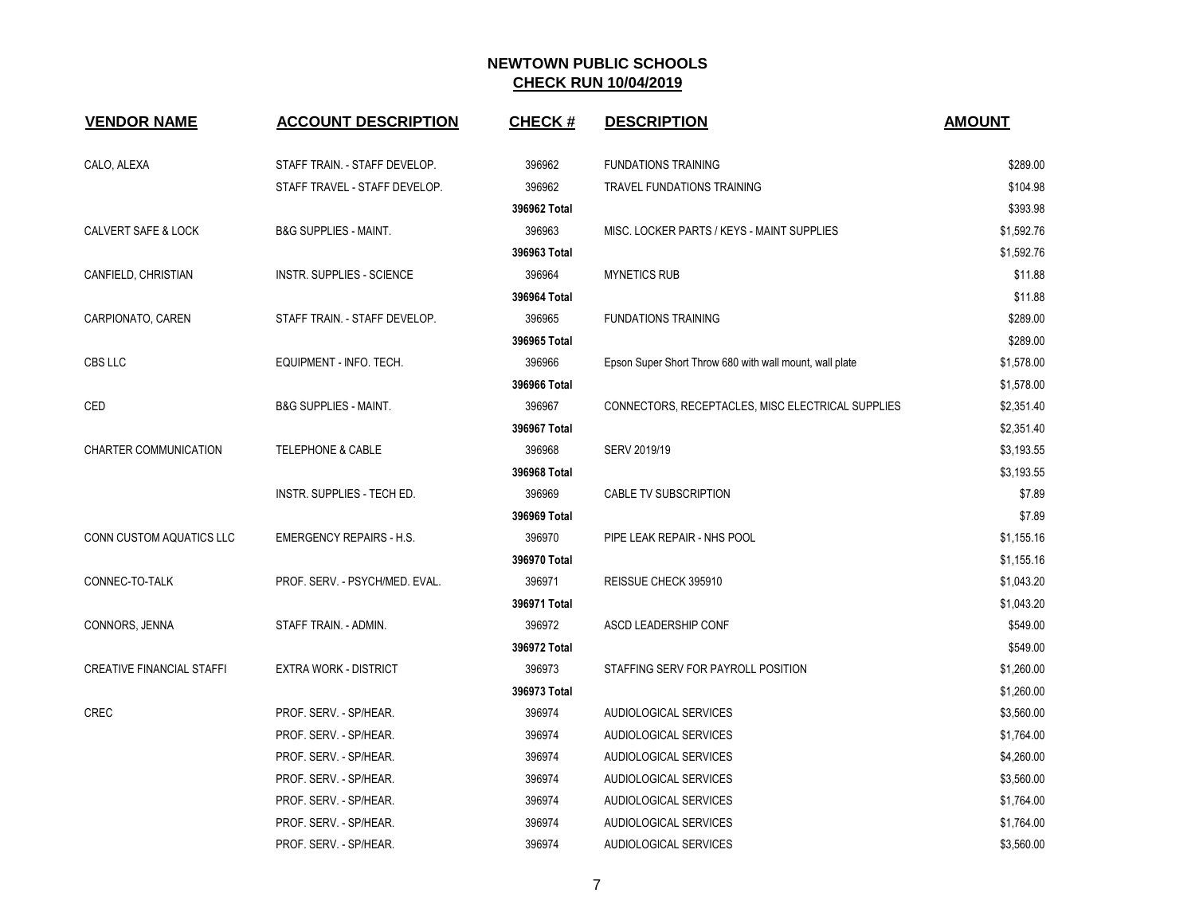# NEWTOWN PUBLIC SCHOOLS

## CHECK RUN 10/04/2019

| VENDOR NAME | ACCOUNT DESCRIPTION | CHECK # | DESCRIPTION | AMOUNT |
|---|---|---|---|---|
| CALO, ALEXA | STAFF TRAIN. - STAFF DEVELOP. | 396962 | FUNDATIONS TRAINING | $289.00 |
| | STAFF TRAVEL - STAFF DEVELOP. | 396962 | TRAVEL FUNDATIONS TRAINING | $104.98 |
| | | **396962 Total** | | $393.98 |
| CALVERT SAFE & LOCK | B&G SUPPLIES - MAINT. | 396963 | MISC. LOCKER PARTS / KEYS - MAINT SUPPLIES | $1,592.76 |
| | | **396963 Total** | | $1,592.76 |
| CANFIELD, CHRISTIAN | INSTR. SUPPLIES - SCIENCE | 396964 | MYNETICS RUB | $11.88 |
| | | **396964 Total** | | $11.88 |
| CARPIONATO, CAREN | STAFF TRAIN. - STAFF DEVELOP. | 396965 | FUNDATIONS TRAINING | $289.00 |
| | | **396965 Total** | | $289.00 |
| CBS LLC | EQUIPMENT - INFO. TECH. | 396966 | Epson Super Short Throw 680 with wall mount, wall plate | $1,578.00 |
| | | **396966 Total** | | $1,578.00 |
| CED | B&G SUPPLIES - MAINT. | 396967 | CONNECTORS, RECEPTACLES, MISC ELECTRICAL SUPPLIES | $2,351.40 |
| | | **396967 Total** | | $2,351.40 |
| CHARTER COMMUNICATION | TELEPHONE & CABLE | 396968 | SERV 2019/19 | $3,193.55 |
| | | **396968 Total** | | $3,193.55 |
| | INSTR. SUPPLIES - TECH ED. | 396969 | CABLE TV SUBSCRIPTION | $7.89 |
| | | **396969 Total** | | $7.89 |
| CONN CUSTOM AQUATICS LLC | EMERGENCY REPAIRS - H.S. | 396970 | PIPE LEAK REPAIR - NHS POOL | $1,155.16 |
| | | **396970 Total** | | $1,155.16 |
| CONNEC-TO-TALK | PROF. SERV. - PSYCH/MED. EVAL. | 396971 | REISSUE CHECK 395910 | $1,043.20 |
| | | **396971 Total** | | $1,043.20 |
| CONNORS, JENNA | STAFF TRAIN. - ADMIN. | 396972 | ASCD LEADERSHIP CONF | $549.00 |
| | | **396972 Total** | | $549.00 |
| CREATIVE FINANCIAL STAFFI | EXTRA WORK - DISTRICT | 396973 | STAFFING SERV FOR PAYROLL POSITION | $1,260.00 |
| | | **396973 Total** | | $1,260.00 |
| CREC | PROF. SERV. - SP/HEAR. | 396974 | AUDIOLOGICAL SERVICES | $3,560.00 |
| | PROF. SERV. - SP/HEAR. | 396974 | AUDIOLOGICAL SERVICES | $1,764.00 |
| | PROF. SERV. - SP/HEAR. | 396974 | AUDIOLOGICAL SERVICES | $4,260.00 |
| | PROF. SERV. - SP/HEAR. | 396974 | AUDIOLOGICAL SERVICES | $3,560.00 |
| | PROF. SERV. - SP/HEAR. | 396974 | AUDIOLOGICAL SERVICES | $1,764.00 |
| | PROF. SERV. - SP/HEAR. | 396974 | AUDIOLOGICAL SERVICES | $1,764.00 |
| | PROF. SERV. - SP/HEAR. | 396974 | AUDIOLOGICAL SERVICES | $3,560.00 |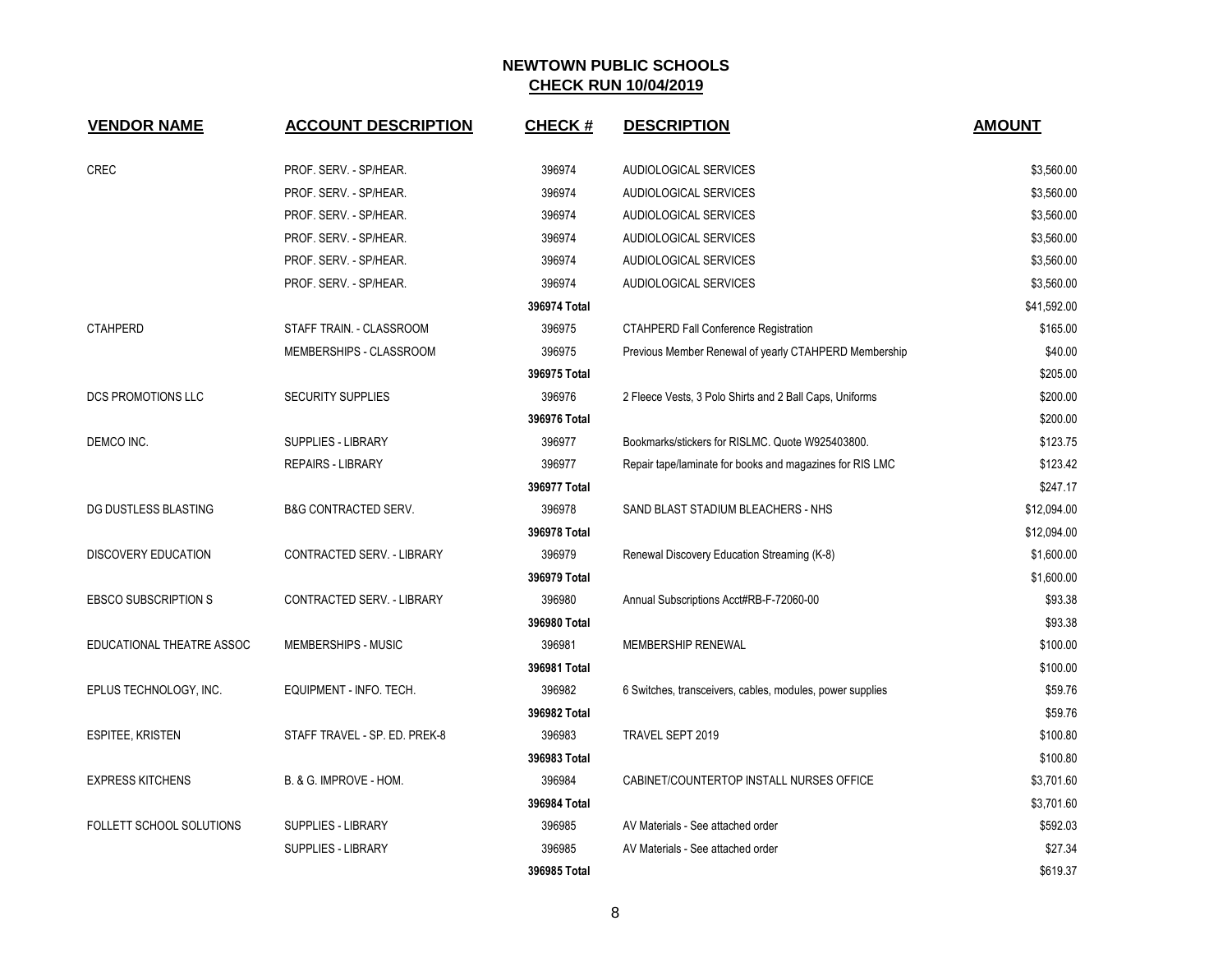# NEWTOWN PUBLIC SCHOOLS
## CHECK RUN 10/04/2019

| VENDOR NAME | ACCOUNT DESCRIPTION | CHECK # | DESCRIPTION | AMOUNT |
|---|---|---|---|---|
| CREC | PROF. SERV. - SP/HEAR. | 396974 | AUDIOLOGICAL SERVICES | $3,560.00 |
| | PROF. SERV. - SP/HEAR. | 396974 | AUDIOLOGICAL SERVICES | $3,560.00 |
| | PROF. SERV. - SP/HEAR. | 396974 | AUDIOLOGICAL SERVICES | $3,560.00 |
| | PROF. SERV. - SP/HEAR. | 396974 | AUDIOLOGICAL SERVICES | $3,560.00 |
| | PROF. SERV. - SP/HEAR. | 396974 | AUDIOLOGICAL SERVICES | $3,560.00 |
| | PROF. SERV. - SP/HEAR. | 396974 | AUDIOLOGICAL SERVICES | $3,560.00 |
| | | **396974 Total** | | $41,592.00 |
| CTAHPERD | STAFF TRAIN. - CLASSROOM | 396975 | CTAHPERD Fall Conference Registration | $165.00 |
| | MEMBERSHIPS - CLASSROOM | 396975 | Previous Member Renewal of yearly CTAHPERD Membership | $40.00 |
| | | **396975 Total** | | $205.00 |
| DCS PROMOTIONS LLC | SECURITY SUPPLIES | 396976 | 2 Fleece Vests, 3 Polo Shirts and 2 Ball Caps, Uniforms | $200.00 |
| | | **396976 Total** | | $200.00 |
| DEMCO INC. | SUPPLIES - LIBRARY | 396977 | Bookmarks/stickers for RISLMC. Quote W925403800. | $123.75 |
| | REPAIRS - LIBRARY | 396977 | Repair tape/laminate for books and magazines for RIS LMC | $123.42 |
| | | **396977 Total** | | $247.17 |
| DG DUSTLESS BLASTING | B&G CONTRACTED SERV. | 396978 | SAND BLAST STADIUM BLEACHERS - NHS | $12,094.00 |
| | | **396978 Total** | | $12,094.00 |
| DISCOVERY EDUCATION | CONTRACTED SERV. - LIBRARY | 396979 | Renewal Discovery Education Streaming (K-8) | $1,600.00 |
| | | **396979 Total** | | $1,600.00 |
| EBSCO SUBSCRIPTION S | CONTRACTED SERV. - LIBRARY | 396980 | Annual Subscriptions Acct#RB-F-72060-00 | $93.38 |
| | | **396980 Total** | | $93.38 |
| EDUCATIONAL THEATRE ASSOC | MEMBERSHIPS - MUSIC | 396981 | MEMBERSHIP RENEWAL | $100.00 |
| | | **396981 Total** | | $100.00 |
| EPLUS TECHNOLOGY, INC. | EQUIPMENT - INFO. TECH. | 396982 | 6 Switches, transceivers, cables, modules, power supplies | $59.76 |
| | | **396982 Total** | | $59.76 |
| ESPITEE, KRISTEN | STAFF TRAVEL - SP. ED. PREK-8 | 396983 | TRAVEL SEPT 2019 | $100.80 |
| | | **396983 Total** | | $100.80 |
| EXPRESS KITCHENS | B. & G. IMPROVE - HOM. | 396984 | CABINET/COUNTERTOP INSTALL NURSES OFFICE | $3,701.60 |
| | | **396984 Total** | | $3,701.60 |
| FOLLETT SCHOOL SOLUTIONS | SUPPLIES - LIBRARY | 396985 | AV Materials - See attached order | $592.03 |
| | SUPPLIES - LIBRARY | 396985 | AV Materials - See attached order | $27.34 |
| | | **396985 Total** | | $619.37 |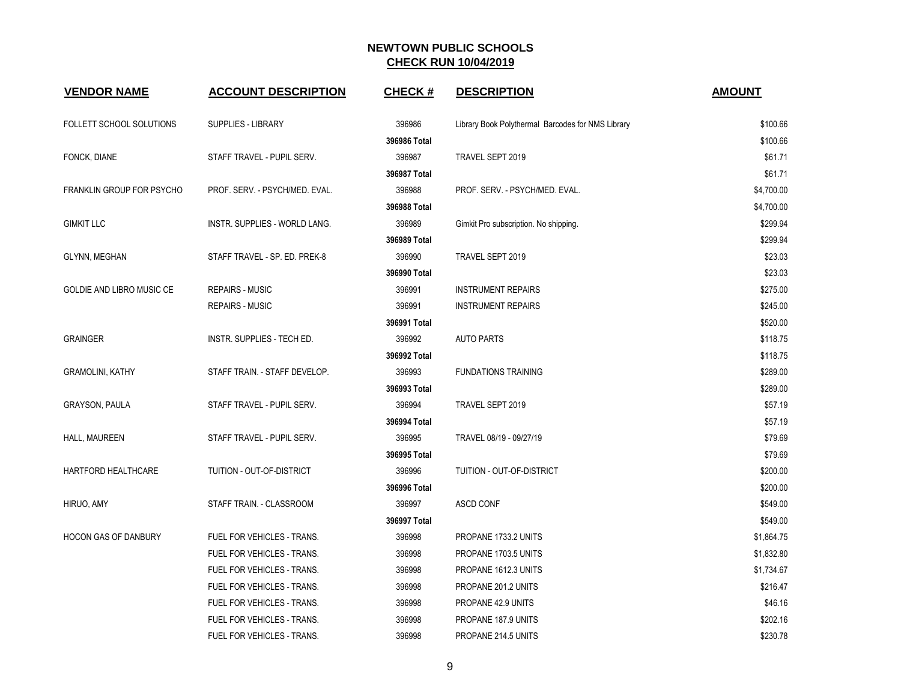## NEWTOWN PUBLIC SCHOOLS
## CHECK RUN 10/04/2019

| VENDOR NAME | ACCOUNT DESCRIPTION | CHECK # | DESCRIPTION | AMOUNT |
|---|---|---|---|---|
| FOLLETT SCHOOL SOLUTIONS | SUPPLIES - LIBRARY | 396986 | Library Book Polythermal Barcodes for NMS Library | $100.66 |
| | | **396986 Total** | | $100.66 |
| FONCK, DIANE | STAFF TRAVEL - PUPIL SERV. | 396987 | TRAVEL SEPT 2019 | $61.71 |
| | | **396987 Total** | | $61.71 |
| FRANKLIN GROUP FOR PSYCHO | PROF. SERV. - PSYCH/MED. EVAL. | 396988 | PROF. SERV. - PSYCH/MED. EVAL. | $4,700.00 |
| | | **396988 Total** | | $4,700.00 |
| GIMKIT LLC | INSTR. SUPPLIES - WORLD LANG. | 396989 | Gimkit Pro subscription. No shipping. | $299.94 |
| | | **396989 Total** | | $299.94 |
| GLYNN, MEGHAN | STAFF TRAVEL - SP. ED. PREK-8 | 396990 | TRAVEL SEPT 2019 | $23.03 |
| | | **396990 Total** | | $23.03 |
| GOLDIE AND LIBRO MUSIC CE | REPAIRS - MUSIC | 396991 | INSTRUMENT REPAIRS | $275.00 |
| | REPAIRS - MUSIC | 396991 | INSTRUMENT REPAIRS | $245.00 |
| | | **396991 Total** | | $520.00 |
| GRAINGER | INSTR. SUPPLIES - TECH ED. | 396992 | AUTO PARTS | $118.75 |
| | | **396992 Total** | | $118.75 |
| GRAMOLINI, KATHY | STAFF TRAIN. - STAFF DEVELOP. | 396993 | FUNDATIONS TRAINING | $289.00 |
| | | **396993 Total** | | $289.00 |
| GRAYSON, PAULA | STAFF TRAVEL - PUPIL SERV. | 396994 | TRAVEL SEPT 2019 | $57.19 |
| | | **396994 Total** | | $57.19 |
| HALL, MAUREEN | STAFF TRAVEL - PUPIL SERV. | 396995 | TRAVEL 08/19 - 09/27/19 | $79.69 |
| | | **396995 Total** | | $79.69 |
| HARTFORD HEALTHCARE | TUITION - OUT-OF-DISTRICT | 396996 | TUITION - OUT-OF-DISTRICT | $200.00 |
| | | **396996 Total** | | $200.00 |
| HIRUO, AMY | STAFF TRAIN. - CLASSROOM | 396997 | ASCD CONF | $549.00 |
| | | **396997 Total** | | $549.00 |
| HOCON GAS OF DANBURY | FUEL FOR VEHICLES - TRANS. | 396998 | PROPANE 1733.2 UNITS | $1,864.75 |
| | FUEL FOR VEHICLES - TRANS. | 396998 | PROPANE 1703.5 UNITS | $1,832.80 |
| | FUEL FOR VEHICLES - TRANS. | 396998 | PROPANE 1612.3 UNITS | $1,734.67 |
| | FUEL FOR VEHICLES - TRANS. | 396998 | PROPANE 201.2 UNITS | $216.47 |
| | FUEL FOR VEHICLES - TRANS. | 396998 | PROPANE 42.9 UNITS | $46.16 |
| | FUEL FOR VEHICLES - TRANS. | 396998 | PROPANE 187.9 UNITS | $202.16 |
| | FUEL FOR VEHICLES - TRANS. | 396998 | PROPANE 214.5 UNITS | $230.78 |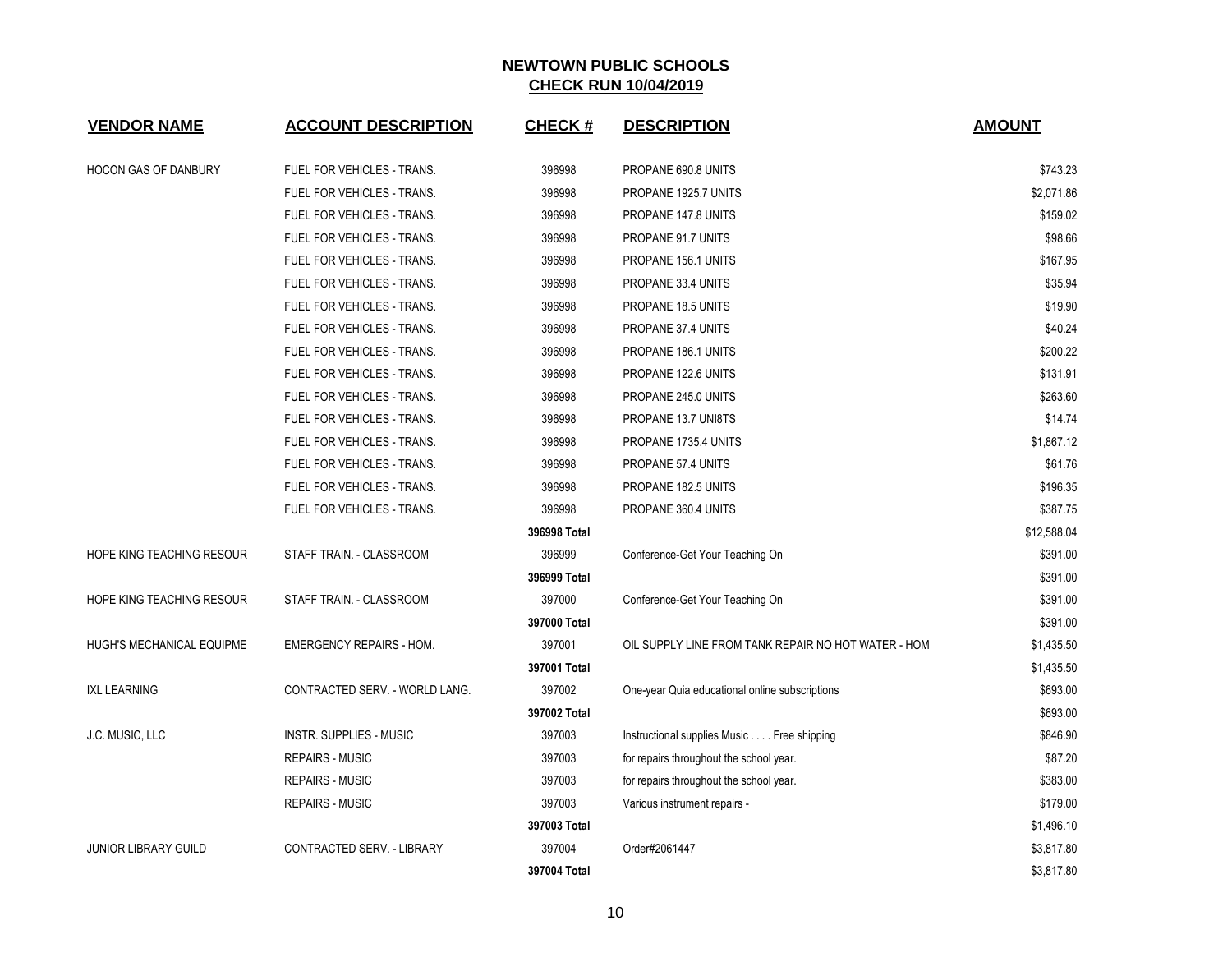## NEWTOWN PUBLIC SCHOOLS

## CHECK RUN 10/04/2019

| VENDOR NAME | ACCOUNT DESCRIPTION | CHECK # | DESCRIPTION | AMOUNT |
|---|---|---|---|---|
| HOCON GAS OF DANBURY | FUEL FOR VEHICLES - TRANS. | 396998 | PROPANE 690.8 UNITS | $743.23 |
| | FUEL FOR VEHICLES - TRANS. | 396998 | PROPANE 1925.7 UNITS | $2,071.86 |
| | FUEL FOR VEHICLES - TRANS. | 396998 | PROPANE 147.8 UNITS | $159.02 |
| | FUEL FOR VEHICLES - TRANS. | 396998 | PROPANE 91.7 UNITS | $98.66 |
| | FUEL FOR VEHICLES - TRANS. | 396998 | PROPANE 156.1 UNITS | $167.95 |
| | FUEL FOR VEHICLES - TRANS. | 396998 | PROPANE 33.4 UNITS | $35.94 |
| | FUEL FOR VEHICLES - TRANS. | 396998 | PROPANE 18.5 UNITS | $19.90 |
| | FUEL FOR VEHICLES - TRANS. | 396998 | PROPANE 37.4 UNITS | $40.24 |
| | FUEL FOR VEHICLES - TRANS. | 396998 | PROPANE 186.1 UNITS | $200.22 |
| | FUEL FOR VEHICLES - TRANS. | 396998 | PROPANE 122.6 UNITS | $131.91 |
| | FUEL FOR VEHICLES - TRANS. | 396998 | PROPANE 245.0 UNITS | $263.60 |
| | FUEL FOR VEHICLES - TRANS. | 396998 | PROPANE 13.7 UNI8TS | $14.74 |
| | FUEL FOR VEHICLES - TRANS. | 396998 | PROPANE 1735.4 UNITS | $1,867.12 |
| | FUEL FOR VEHICLES - TRANS. | 396998 | PROPANE 57.4 UNITS | $61.76 |
| | FUEL FOR VEHICLES - TRANS. | 396998 | PROPANE 182.5 UNITS | $196.35 |
| | FUEL FOR VEHICLES - TRANS. | 396998 | PROPANE 360.4 UNITS | $387.75 |
| | | **396998 Total** | | $12,588.04 |
| HOPE KING TEACHING RESOUR | STAFF TRAIN. - CLASSROOM | 396999 | Conference-Get Your Teaching On | $391.00 |
| | | **396999 Total** | | $391.00 |
| HOPE KING TEACHING RESOUR | STAFF TRAIN. - CLASSROOM | 397000 | Conference-Get Your Teaching On | $391.00 |
| | | **397000 Total** | | $391.00 |
| HUGH'S MECHANICAL EQUIPME | EMERGENCY REPAIRS - HOM. | 397001 | OIL SUPPLY LINE FROM TANK REPAIR NO HOT WATER - HOM | $1,435.50 |
| | | **397001 Total** | | $1,435.50 |
| IXL LEARNING | CONTRACTED SERV. - WORLD LANG. | 397002 | One-year Quia educational online subscriptions | $693.00 |
| | | **397002 Total** | | $693.00 |
| J.C. MUSIC, LLC | INSTR. SUPPLIES - MUSIC | 397003 | Instructional supplies Music . . . . Free shipping | $846.90 |
| | REPAIRS - MUSIC | 397003 | for repairs throughout the school year. | $87.20 |
| | REPAIRS - MUSIC | 397003 | for repairs throughout the school year. | $383.00 |
| | REPAIRS - MUSIC | 397003 | Various instrument repairs - | $179.00 |
| | | **397003 Total** | | $1,496.10 |
| JUNIOR LIBRARY GUILD | CONTRACTED SERV. - LIBRARY | 397004 | Order#2061447 | $3,817.80 |
| | | **397004 Total** | | $3,817.80 |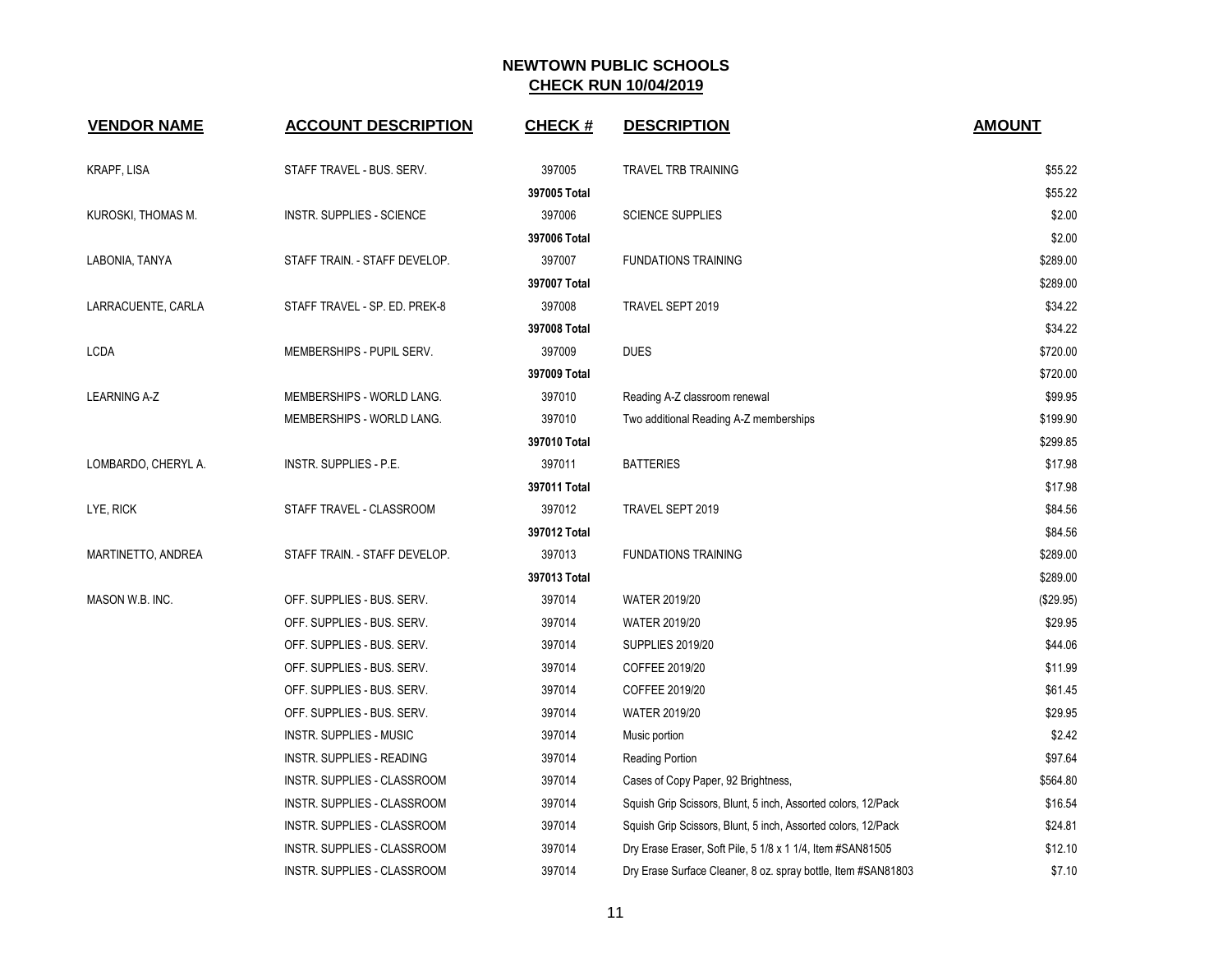## NEWTOWN PUBLIC SCHOOLS
## CHECK RUN 10/04/2019

| VENDOR NAME | ACCOUNT DESCRIPTION | CHECK # | DESCRIPTION | AMOUNT |
|---|---|---|---|---|
| KRAPF, LISA | STAFF TRAVEL - BUS. SERV. | 397005 | TRAVEL TRB TRAINING | $55.22 |
| | | 397005 Total | | $55.22 |
| KUROSKI, THOMAS M. | INSTR. SUPPLIES - SCIENCE | 397006 | SCIENCE SUPPLIES | $2.00 |
| | | 397006 Total | | $2.00 |
| LABONIA, TANYA | STAFF TRAIN. - STAFF DEVELOP. | 397007 | FUNDATIONS TRAINING | $289.00 |
| | | 397007 Total | | $289.00 |
| LARRACUENTE, CARLA | STAFF TRAVEL - SP. ED. PREK-8 | 397008 | TRAVEL SEPT 2019 | $34.22 |
| | | 397008 Total | | $34.22 |
| LCDA | MEMBERSHIPS - PUPIL SERV. | 397009 | DUES | $720.00 |
| | | 397009 Total | | $720.00 |
| LEARNING A-Z | MEMBERSHIPS - WORLD LANG. | 397010 | Reading A-Z classroom renewal | $99.95 |
| | MEMBERSHIPS - WORLD LANG. | 397010 | Two additional Reading A-Z memberships | $199.90 |
| | | 397010 Total | | $299.85 |
| LOMBARDO, CHERYL A. | INSTR. SUPPLIES - P.E. | 397011 | BATTERIES | $17.98 |
| | | 397011 Total | | $17.98 |
| LYE, RICK | STAFF TRAVEL - CLASSROOM | 397012 | TRAVEL SEPT 2019 | $84.56 |
| | | 397012 Total | | $84.56 |
| MARTINETTO, ANDREA | STAFF TRAIN. - STAFF DEVELOP. | 397013 | FUNDATIONS TRAINING | $289.00 |
| | | 397013 Total | | $289.00 |
| MASON W.B. INC. | OFF. SUPPLIES - BUS. SERV. | 397014 | WATER 2019/20 | ($29.95) |
| | OFF. SUPPLIES - BUS. SERV. | 397014 | WATER 2019/20 | $29.95 |
| | OFF. SUPPLIES - BUS. SERV. | 397014 | SUPPLIES 2019/20 | $44.06 |
| | OFF. SUPPLIES - BUS. SERV. | 397014 | COFFEE 2019/20 | $11.99 |
| | OFF. SUPPLIES - BUS. SERV. | 397014 | COFFEE 2019/20 | $61.45 |
| | OFF. SUPPLIES - BUS. SERV. | 397014 | WATER 2019/20 | $29.95 |
| | INSTR. SUPPLIES - MUSIC | 397014 | Music portion | $2.42 |
| | INSTR. SUPPLIES - READING | 397014 | Reading Portion | $97.64 |
| | INSTR. SUPPLIES - CLASSROOM | 397014 | Cases of Copy Paper, 92 Brightness, | $564.80 |
| | INSTR. SUPPLIES - CLASSROOM | 397014 | Squish Grip Scissors, Blunt, 5 inch, Assorted colors, 12/Pack | $16.54 |
| | INSTR. SUPPLIES - CLASSROOM | 397014 | Squish Grip Scissors, Blunt, 5 inch, Assorted colors, 12/Pack | $24.81 |
| | INSTR. SUPPLIES - CLASSROOM | 397014 | Dry Erase Eraser, Soft Pile, 5 1/8 x 1 1/4, Item #SAN81505 | $12.10 |
| | INSTR. SUPPLIES - CLASSROOM | 397014 | Dry Erase Surface Cleaner, 8 oz. spray bottle, Item #SAN81803 | $7.10 |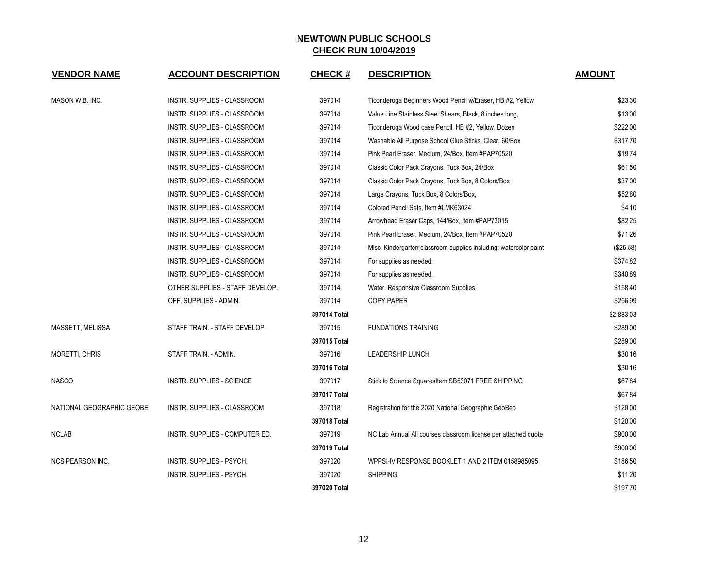# NEWTOWN PUBLIC SCHOOLS

## CHECK RUN 10/04/2019

| VENDOR NAME | ACCOUNT DESCRIPTION | CHECK # | DESCRIPTION | AMOUNT |
|---|---|---|---|---|
| MASON W.B. INC. | INSTR. SUPPLIES - CLASSROOM | 397014 | Ticonderoga Beginners Wood Pencil w/Eraser, HB #2, Yellow | $23.30 |
| | INSTR. SUPPLIES - CLASSROOM | 397014 | Value Line Stainless Steel Shears, Black, 8 inches long, | $13.00 |
| | INSTR. SUPPLIES - CLASSROOM | 397014 | Ticonderoga Wood case Pencil, HB #2, Yellow, Dozen | $222.00 |
| | INSTR. SUPPLIES - CLASSROOM | 397014 | Washable All Purpose School Glue Sticks, Clear, 60/Box | $317.70 |
| | INSTR. SUPPLIES - CLASSROOM | 397014 | Pink Pearl Eraser, Medium, 24/Box, Item #PAP70520, | $19.74 |
| | INSTR. SUPPLIES - CLASSROOM | 397014 | Classic Color Pack Crayons, Tuck Box, 24/Box | $61.50 |
| | INSTR. SUPPLIES - CLASSROOM | 397014 | Classic Color Pack Crayons, Tuck Box, 8 Colors/Box | $37.00 |
| | INSTR. SUPPLIES - CLASSROOM | 397014 | Large Crayons, Tuck Box, 8 Colors/Box, | $52.80 |
| | INSTR. SUPPLIES - CLASSROOM | 397014 | Colored Pencil Sets, Item #LMK63024 | $4.10 |
| | INSTR. SUPPLIES - CLASSROOM | 397014 | Arrowhead Eraser Caps, 144/Box, Item #PAP73015 | $82.25 |
| | INSTR. SUPPLIES - CLASSROOM | 397014 | Pink Pearl Eraser, Medium, 24/Box, Item #PAP70520 | $71.26 |
| | INSTR. SUPPLIES - CLASSROOM | 397014 | Misc. Kindergarten classroom supplies including: watercolor paint | ($25.58) |
| | INSTR. SUPPLIES - CLASSROOM | 397014 | For supplies as needed. | $374.82 |
| | INSTR. SUPPLIES - CLASSROOM | 397014 | For supplies as needed. | $340.89 |
| | OTHER SUPPLIES - STAFF DEVELOP. | 397014 | Water, Responsive Classroom Supplies | $158.40 |
| | OFF. SUPPLIES - ADMIN. | 397014 | COPY PAPER | $256.99 |
| | | **397014 Total** | | $2,883.03 |
| MASSETT, MELISSA | STAFF TRAIN. - STAFF DEVELOP. | 397015 | FUNDATIONS TRAINING | $289.00 |
| | | **397015 Total** | | $289.00 |
| MORETTI, CHRIS | STAFF TRAIN. - ADMIN. | 397016 | LEADERSHIP LUNCH | $30.16 |
| | | **397016 Total** | | $30.16 |
| NASCO | INSTR. SUPPLIES - SCIENCE | 397017 | Stick to Science SquaresItem SB53071 FREE SHIPPING | $67.84 |
| | | **397017 Total** | | $67.84 |
| NATIONAL GEOGRAPHIC GEOBE | INSTR. SUPPLIES - CLASSROOM | 397018 | Registration for the 2020 National Geographic GeoBeo | $120.00 |
| | | **397018 Total** | | $120.00 |
| NCLAB | INSTR. SUPPLIES - COMPUTER ED. | 397019 | NC Lab Annual All courses classroom license per attached quote | $900.00 |
| | | **397019 Total** | | $900.00 |
| NCS PEARSON INC. | INSTR. SUPPLIES - PSYCH. | 397020 | WPPSI-IV RESPONSE BOOKLET 1 AND 2 ITEM 0158985095 | $186.50 |
| | INSTR. SUPPLIES - PSYCH. | 397020 | SHIPPING | $11.20 |
| | | **397020 Total** | | $197.70 |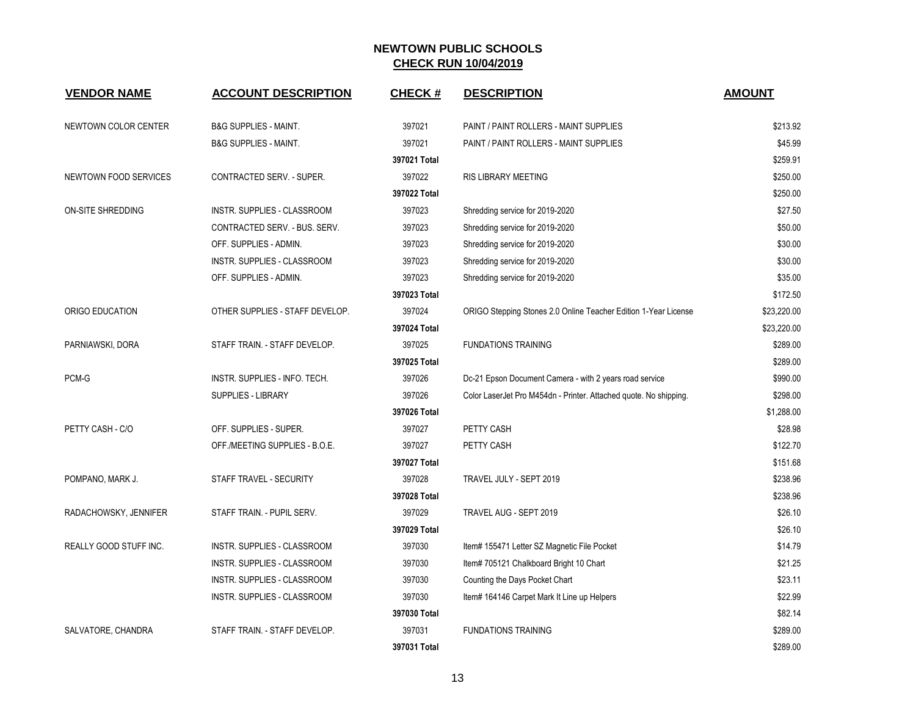# NEWTOWN PUBLIC SCHOOLS

## CHECK RUN 10/04/2019

| VENDOR NAME | ACCOUNT DESCRIPTION | CHECK # | DESCRIPTION | AMOUNT |
|---|---|---|---|---|
| NEWTOWN COLOR CENTER | B&G SUPPLIES - MAINT. | 397021 | PAINT / PAINT ROLLERS - MAINT SUPPLIES | $213.92 |
| | B&G SUPPLIES - MAINT. | 397021 | PAINT / PAINT ROLLERS - MAINT SUPPLIES | $45.99 |
| | | **397021 Total** | | $259.91 |
| NEWTOWN FOOD SERVICES | CONTRACTED SERV. - SUPER. | 397022 | RIS LIBRARY MEETING | $250.00 |
| | | **397022 Total** | | $250.00 |
| ON-SITE SHREDDING | INSTR. SUPPLIES - CLASSROOM | 397023 | Shredding service for 2019-2020 | $27.50 |
| | CONTRACTED SERV. - BUS. SERV. | 397023 | Shredding service for 2019-2020 | $50.00 |
| | OFF. SUPPLIES - ADMIN. | 397023 | Shredding service for 2019-2020 | $30.00 |
| | INSTR. SUPPLIES - CLASSROOM | 397023 | Shredding service for 2019-2020 | $30.00 |
| | OFF. SUPPLIES - ADMIN. | 397023 | Shredding service for 2019-2020 | $35.00 |
| | | **397023 Total** | | $172.50 |
| ORIGO EDUCATION | OTHER SUPPLIES - STAFF DEVELOP. | 397024 | ORIGO Stepping Stones 2.0 Online Teacher Edition 1-Year License | $23,220.00 |
| | | **397024 Total** | | $23,220.00 |
| PARNIAWSKI, DORA | STAFF TRAIN. - STAFF DEVELOP. | 397025 | FUNDATIONS TRAINING | $289.00 |
| | | **397025 Total** | | $289.00 |
| PCM-G | INSTR. SUPPLIES - INFO. TECH. | 397026 | Dc-21 Epson Document Camera - with 2 years road service | $990.00 |
| | SUPPLIES - LIBRARY | 397026 | Color LaserJet Pro M454dn - Printer. Attached quote. No shipping. | $298.00 |
| | | **397026 Total** | | $1,288.00 |
| PETTY CASH - C/O | OFF. SUPPLIES - SUPER. | 397027 | PETTY CASH | $28.98 |
| | OFF./MEETING SUPPLIES - B.O.E. | 397027 | PETTY CASH | $122.70 |
| | | **397027 Total** | | $151.68 |
| POMPANO, MARK J. | STAFF TRAVEL - SECURITY | 397028 | TRAVEL JULY - SEPT 2019 | $238.96 |
| | | **397028 Total** | | $238.96 |
| RADACHOWSKY, JENNIFER | STAFF TRAIN. - PUPIL SERV. | 397029 | TRAVEL AUG - SEPT 2019 | $26.10 |
| | | **397029 Total** | | $26.10 |
| REALLY GOOD STUFF INC. | INSTR. SUPPLIES - CLASSROOM | 397030 | Item# 155471 Letter SZ Magnetic File Pocket | $14.79 |
| | INSTR. SUPPLIES - CLASSROOM | 397030 | Item# 705121 Chalkboard Bright 10 Chart | $21.25 |
| | INSTR. SUPPLIES - CLASSROOM | 397030 | Counting the Days Pocket Chart | $23.11 |
| | INSTR. SUPPLIES - CLASSROOM | 397030 | Item# 164146 Carpet Mark It Line up Helpers | $22.99 |
| | | **397030 Total** | | $82.14 |
| SALVATORE, CHANDRA | STAFF TRAIN. - STAFF DEVELOP. | 397031 | FUNDATIONS TRAINING | $289.00 |
| | | **397031 Total** | | $289.00 |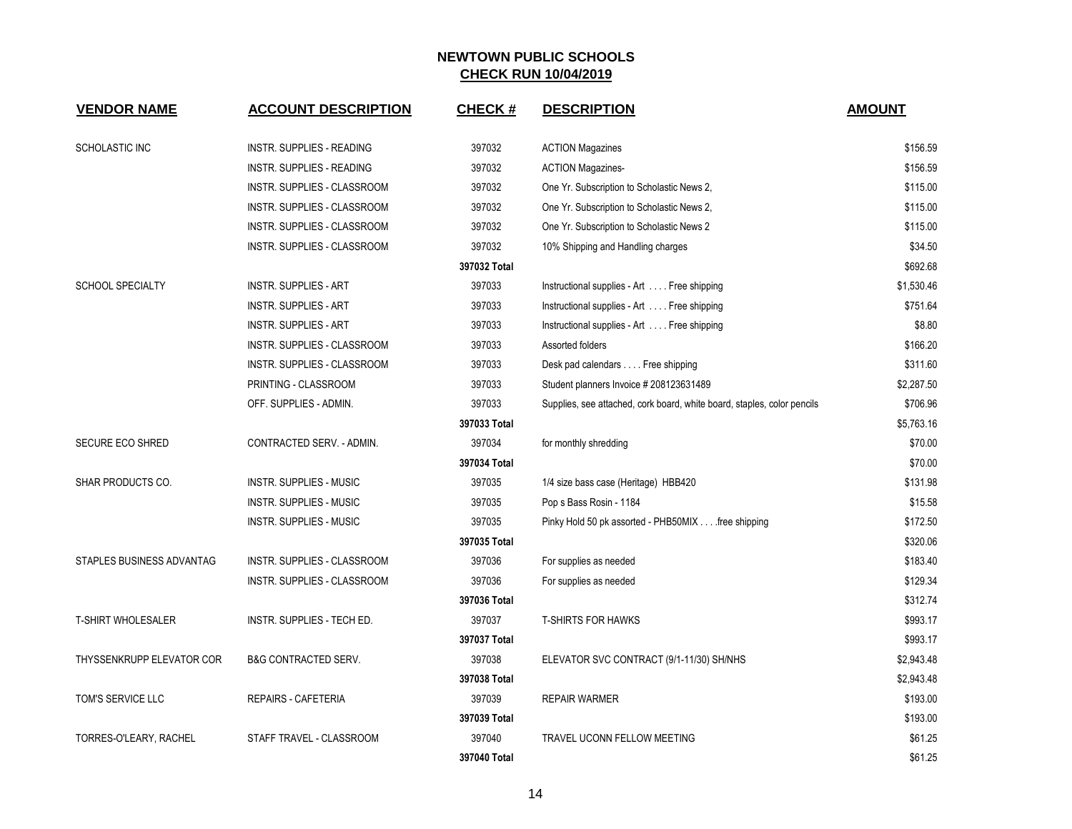# NEWTOWN PUBLIC SCHOOLS
## CHECK RUN 10/04/2019

| VENDOR NAME | ACCOUNT DESCRIPTION | CHECK # | DESCRIPTION | AMOUNT |
|---|---|---|---|---|
| SCHOLASTIC INC | INSTR. SUPPLIES - READING | 397032 | ACTION Magazines | $156.59 |
| | INSTR. SUPPLIES - READING | 397032 | ACTION Magazines- | $156.59 |
| | INSTR. SUPPLIES - CLASSROOM | 397032 | One Yr. Subscription to Scholastic News 2, | $115.00 |
| | INSTR. SUPPLIES - CLASSROOM | 397032 | One Yr. Subscription to Scholastic News 2, | $115.00 |
| | INSTR. SUPPLIES - CLASSROOM | 397032 | One Yr. Subscription to Scholastic News 2 | $115.00 |
| | INSTR. SUPPLIES - CLASSROOM | 397032 | 10% Shipping and Handling charges | $34.50 |
| | | **397032 Total** | | $692.68 |
| SCHOOL SPECIALTY | INSTR. SUPPLIES - ART | 397033 | Instructional supplies - Art . . . . Free shipping | $1,530.46 |
| | INSTR. SUPPLIES - ART | 397033 | Instructional supplies - Art . . . . Free shipping | $751.64 |
| | INSTR. SUPPLIES - ART | 397033 | Instructional supplies - Art . . . . Free shipping | $8.80 |
| | INSTR. SUPPLIES - CLASSROOM | 397033 | Assorted folders | $166.20 |
| | INSTR. SUPPLIES - CLASSROOM | 397033 | Desk pad calendars . . . . Free shipping | $311.60 |
| | PRINTING - CLASSROOM | 397033 | Student planners Invoice # 208123631489 | $2,287.50 |
| | OFF. SUPPLIES - ADMIN. | 397033 | Supplies, see attached, cork board, white board, staples, color pencils | $706.96 |
| | | **397033 Total** | | $5,763.16 |
| SECURE ECO SHRED | CONTRACTED SERV. - ADMIN. | 397034 | for monthly shredding | $70.00 |
| | | **397034 Total** | | $70.00 |
| SHAR PRODUCTS CO. | INSTR. SUPPLIES - MUSIC | 397035 | 1/4 size bass case (Heritage) HBB420 | $131.98 |
| | INSTR. SUPPLIES - MUSIC | 397035 | Pop s Bass Rosin - 1184 | $15.58 |
| | INSTR. SUPPLIES - MUSIC | 397035 | Pinky Hold 50 pk assorted - PHB50MIX . . . .free shipping | $172.50 |
| | | **397035 Total** | | $320.06 |
| STAPLES BUSINESS ADVANTAG | INSTR. SUPPLIES - CLASSROOM | 397036 | For supplies as needed | $183.40 |
| | INSTR. SUPPLIES - CLASSROOM | 397036 | For supplies as needed | $129.34 |
| | | **397036 Total** | | $312.74 |
| T-SHIRT WHOLESALER | INSTR. SUPPLIES - TECH ED. | 397037 | T-SHIRTS FOR HAWKS | $993.17 |
| | | **397037 Total** | | $993.17 |
| THYSSENKRUPP ELEVATOR COR | B&G CONTRACTED SERV. | 397038 | ELEVATOR SVC CONTRACT (9/1-11/30) SH/NHS | $2,943.48 |
| | | **397038 Total** | | $2,943.48 |
| TOM'S SERVICE LLC | REPAIRS - CAFETERIA | 397039 | REPAIR WARMER | $193.00 |
| | | **397039 Total** | | $193.00 |
| TORRES-O'LEARY, RACHEL | STAFF TRAVEL - CLASSROOM | 397040 | TRAVEL UCONN FELLOW MEETING | $61.25 |
| | | **397040 Total** | | $61.25 |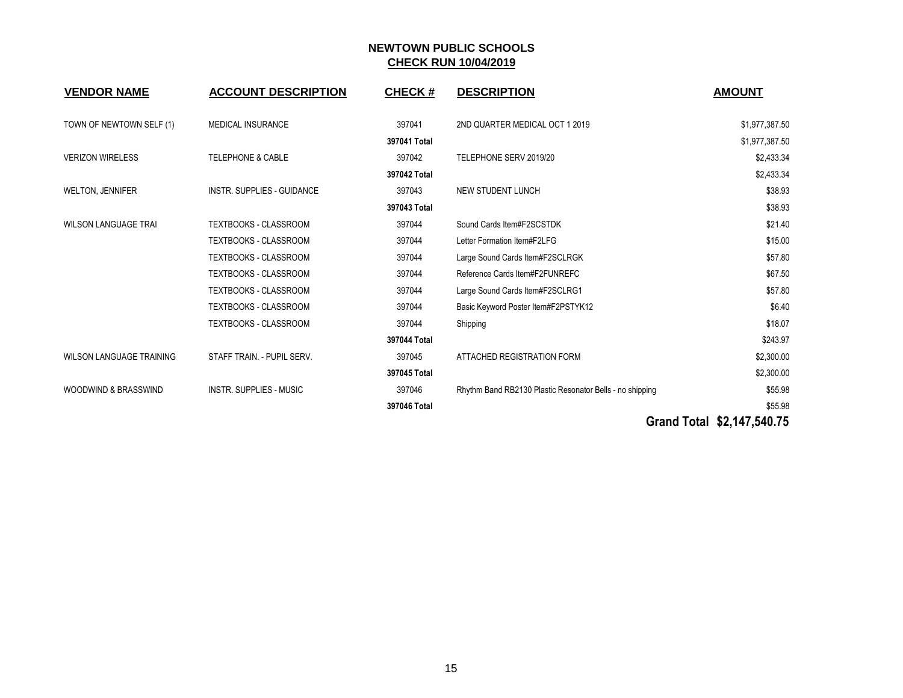**NEWTOWN PUBLIC SCHOOLS**

**CHECK RUN 10/04/2019**

| VENDOR NAME | ACCOUNT DESCRIPTION | CHECK # | DESCRIPTION | AMOUNT |
|---|---|---|---|---|
| TOWN OF NEWTOWN SELF (1) | MEDICAL INSURANCE | 397041 | 2ND QUARTER MEDICAL OCT 1 2019 | $1,977,387.50 |
| | | **397041 Total** | | $1,977,387.50 |
| VERIZON WIRELESS | TELEPHONE & CABLE | 397042 | TELEPHONE SERV 2019/20 | $2,433.34 |
| | | **397042 Total** | | $2,433.34 |
| WELTON, JENNIFER | INSTR. SUPPLIES - GUIDANCE | 397043 | NEW STUDENT LUNCH | $38.93 |
| | | **397043 Total** | | $38.93 |
| WILSON LANGUAGE TRAI | TEXTBOOKS - CLASSROOM | 397044 | Sound Cards Item#F2SCSTDK | $21.40 |
| | TEXTBOOKS - CLASSROOM | 397044 | Letter Formation Item#F2LFG | $15.00 |
| | TEXTBOOKS - CLASSROOM | 397044 | Large Sound Cards Item#F2SCLRGK | $57.80 |
| | TEXTBOOKS - CLASSROOM | 397044 | Reference Cards Item#F2FUNREFC | $67.50 |
| | TEXTBOOKS - CLASSROOM | 397044 | Large Sound Cards Item#F2SCLRG1 | $57.80 |
| | TEXTBOOKS - CLASSROOM | 397044 | Basic Keyword Poster Item#F2PSTYK12 | $6.40 |
| | TEXTBOOKS - CLASSROOM | 397044 | Shipping | $18.07 |
| | | **397044 Total** | | $243.97 |
| WILSON LANGUAGE TRAINING | STAFF TRAIN. - PUPIL SERV. | 397045 | ATTACHED REGISTRATION FORM | $2,300.00 |
| | | **397045 Total** | | $2,300.00 |
| WOODWIND & BRASSWIND | INSTR. SUPPLIES - MUSIC | 397046 | Rhythm Band RB2130 Plastic Resonator Bells - no shipping | $55.98 |
| | | **397046 Total** | | $55.98 |
| | | | **Grand Total** | **$2,147,540.75** |